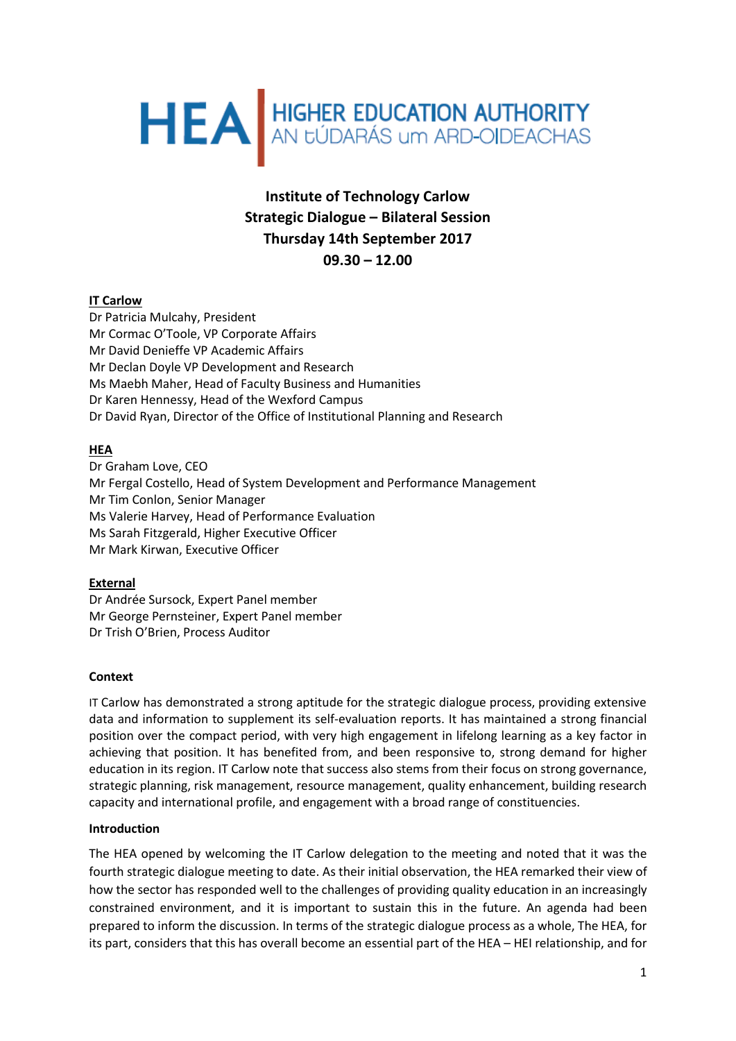HEA | HIGHER EDUCATION AUTHORITY
AN tÚDARÁS um ARD-OIDEACHAS

# Institute of Technology Carlow
# Strategic Dialogue – Bilateral Session
# Thursday 14th September 2017
# 09.30 – 12.00

**IT Carlow**

Dr Patricia Mulcahy, President
Mr Cormac O'Toole, VP Corporate Affairs
Mr David Denieffe VP Academic Affairs
Mr Declan Doyle VP Development and Research
Ms Maebh Maher, Head of Faculty Business and Humanities
Dr Karen Hennessy, Head of the Wexford Campus
Dr David Ryan, Director of the Office of Institutional Planning and Research

**HEA**

Dr Graham Love, CEO
Mr Fergal Costello, Head of System Development and Performance Management
Mr Tim Conlon, Senior Manager
Ms Valerie Harvey, Head of Performance Evaluation
Ms Sarah Fitzgerald, Higher Executive Officer
Mr Mark Kirwan, Executive Officer

**External**

Dr Andrée Sursock, Expert Panel member
Mr George Pernsteiner, Expert Panel member
Dr Trish O'Brien, Process Auditor

**Context**

IT Carlow has demonstrated a strong aptitude for the strategic dialogue process, providing extensive data and information to supplement its self-evaluation reports. It has maintained a strong financial position over the compact period, with very high engagement in lifelong learning as a key factor in achieving that position. It has benefited from, and been responsive to, strong demand for higher education in its region. IT Carlow note that success also stems from their focus on strong governance, strategic planning, risk management, resource management, quality enhancement, building research capacity and international profile, and engagement with a broad range of constituencies.

**Introduction**

The HEA opened by welcoming the IT Carlow delegation to the meeting and noted that it was the fourth strategic dialogue meeting to date. As their initial observation, the HEA remarked their view of how the sector has responded well to the challenges of providing quality education in an increasingly constrained environment, and it is important to sustain this in the future. An agenda had been prepared to inform the discussion. In terms of the strategic dialogue process as a whole, The HEA, for its part, considers that this has overall become an essential part of the HEA – HEI relationship, and for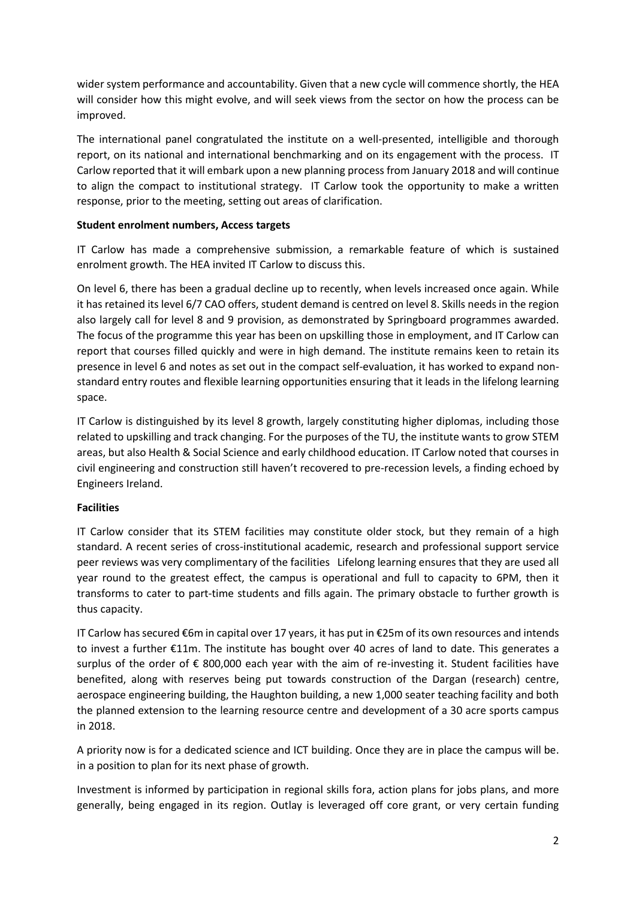wider system performance and accountability. Given that a new cycle will commence shortly, the HEA will consider how this might evolve, and will seek views from the sector on how the process can be improved.

The international panel congratulated the institute on a well-presented, intelligible and thorough report, on its national and international benchmarking and on its engagement with the process. IT Carlow reported that it will embark upon a new planning process from January 2018 and will continue to align the compact to institutional strategy. IT Carlow took the opportunity to make a written response, prior to the meeting, setting out areas of clarification.

**Student enrolment numbers, Access targets**

IT Carlow has made a comprehensive submission, a remarkable feature of which is sustained enrolment growth. The HEA invited IT Carlow to discuss this.

On level 6, there has been a gradual decline up to recently, when levels increased once again. While it has retained its level 6/7 CAO offers, student demand is centred on level 8. Skills needs in the region also largely call for level 8 and 9 provision, as demonstrated by Springboard programmes awarded. The focus of the programme this year has been on upskilling those in employment, and IT Carlow can report that courses filled quickly and were in high demand. The institute remains keen to retain its presence in level 6 and notes as set out in the compact self-evaluation, it has worked to expand non-standard entry routes and flexible learning opportunities ensuring that it leads in the lifelong learning space.

IT Carlow is distinguished by its level 8 growth, largely constituting higher diplomas, including those related to upskilling and track changing. For the purposes of the TU, the institute wants to grow STEM areas, but also Health & Social Science and early childhood education. IT Carlow noted that courses in civil engineering and construction still haven't recovered to pre-recession levels, a finding echoed by Engineers Ireland.

**Facilities**

IT Carlow consider that its STEM facilities may constitute older stock, but they remain of a high standard. A recent series of cross-institutional academic, research and professional support service peer reviews was very complimentary of the facilities Lifelong learning ensures that they are used all year round to the greatest effect, the campus is operational and full to capacity to 6PM, then it transforms to cater to part-time students and fills again. The primary obstacle to further growth is thus capacity.

IT Carlow has secured €6m in capital over 17 years, it has put in €25m of its own resources and intends to invest a further €11m. The institute has bought over 40 acres of land to date. This generates a surplus of the order of € 800,000 each year with the aim of re-investing it. Student facilities have benefited, along with reserves being put towards construction of the Dargan (research) centre, aerospace engineering building, the Haughton building, a new 1,000 seater teaching facility and both the planned extension to the learning resource centre and development of a 30 acre sports campus in 2018.

A priority now is for a dedicated science and ICT building. Once they are in place the campus will be. in a position to plan for its next phase of growth.

Investment is informed by participation in regional skills fora, action plans for jobs plans, and more generally, being engaged in its region. Outlay is leveraged off core grant, or very certain funding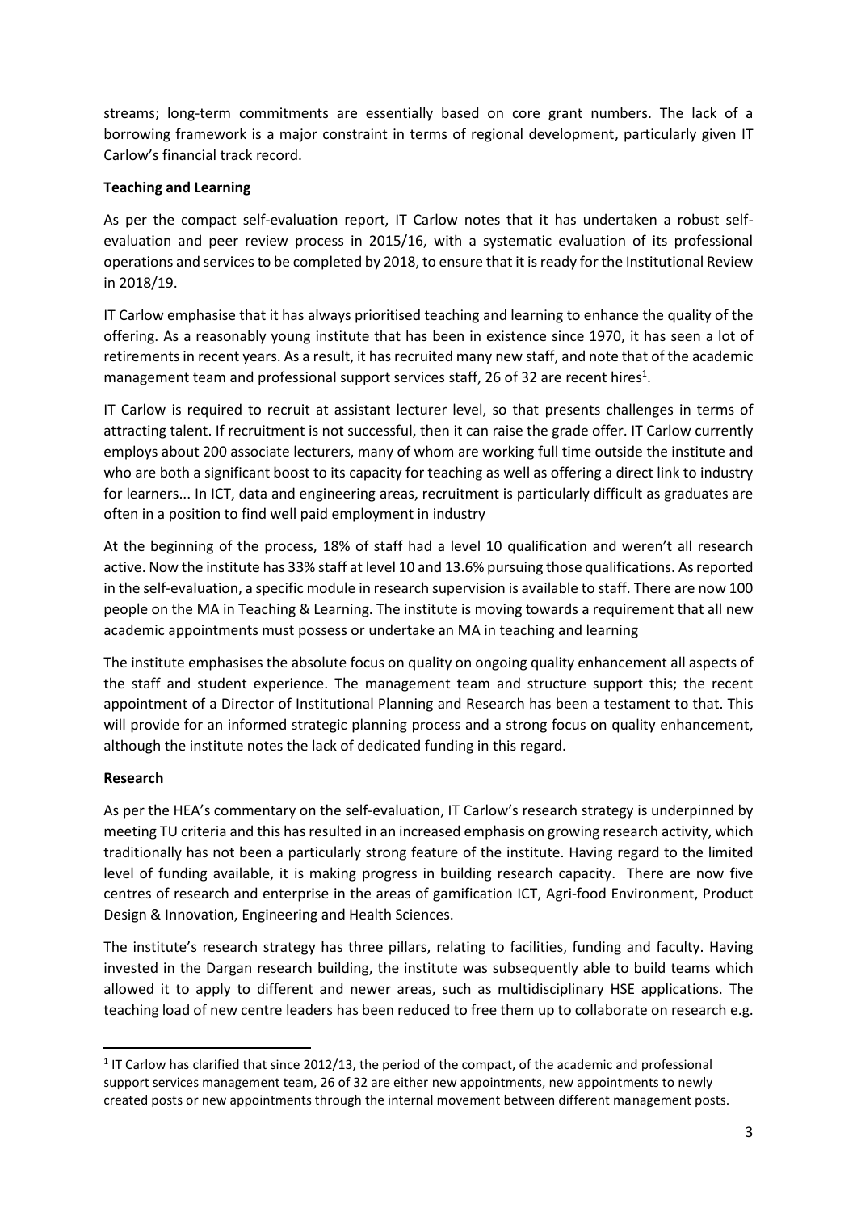streams; long-term commitments are essentially based on core grant numbers. The lack of a borrowing framework is a major constraint in terms of regional development, particularly given IT Carlow's financial track record.

**Teaching and Learning**

As per the compact self-evaluation report, IT Carlow notes that it has undertaken a robust self-evaluation and peer review process in 2015/16, with a systematic evaluation of its professional operations and services to be completed by 2018, to ensure that it is ready for the Institutional Review in 2018/19.

IT Carlow emphasise that it has always prioritised teaching and learning to enhance the quality of the offering. As a reasonably young institute that has been in existence since 1970, it has seen a lot of retirements in recent years. As a result, it has recruited many new staff, and note that of the academic management team and professional support services staff, 26 of 32 are recent hires[1].

IT Carlow is required to recruit at assistant lecturer level, so that presents challenges in terms of attracting talent. If recruitment is not successful, then it can raise the grade offer. IT Carlow currently employs about 200 associate lecturers, many of whom are working full time outside the institute and who are both a significant boost to its capacity for teaching as well as offering a direct link to industry for learners... In ICT, data and engineering areas, recruitment is particularly difficult as graduates are often in a position to find well paid employment in industry

At the beginning of the process, 18% of staff had a level 10 qualification and weren't all research active. Now the institute has 33% staff at level 10 and 13.6% pursuing those qualifications. As reported in the self-evaluation, a specific module in research supervision is available to staff. There are now 100 people on the MA in Teaching & Learning. The institute is moving towards a requirement that all new academic appointments must possess or undertake an MA in teaching and learning

The institute emphasises the absolute focus on quality on ongoing quality enhancement all aspects of the staff and student experience. The management team and structure support this; the recent appointment of a Director of Institutional Planning and Research has been a testament to that. This will provide for an informed strategic planning process and a strong focus on quality enhancement, although the institute notes the lack of dedicated funding in this regard.

**Research**

As per the HEA's commentary on the self-evaluation, IT Carlow's research strategy is underpinned by meeting TU criteria and this has resulted in an increased emphasis on growing research activity, which traditionally has not been a particularly strong feature of the institute. Having regard to the limited level of funding available, it is making progress in building research capacity. There are now five centres of research and enterprise in the areas of gamification ICT, Agri-food Environment, Product Design & Innovation, Engineering and Health Sciences.

The institute's research strategy has three pillars, relating to facilities, funding and faculty. Having invested in the Dargan research building, the institute was subsequently able to build teams which allowed it to apply to different and newer areas, such as multidisciplinary HSE applications. The teaching load of new centre leaders has been reduced to free them up to collaborate on research e.g.

[1] IT Carlow has clarified that since 2012/13, the period of the compact, of the academic and professional support services management team, 26 of 32 are either new appointments, new appointments to newly created posts or new appointments through the internal movement between different management posts.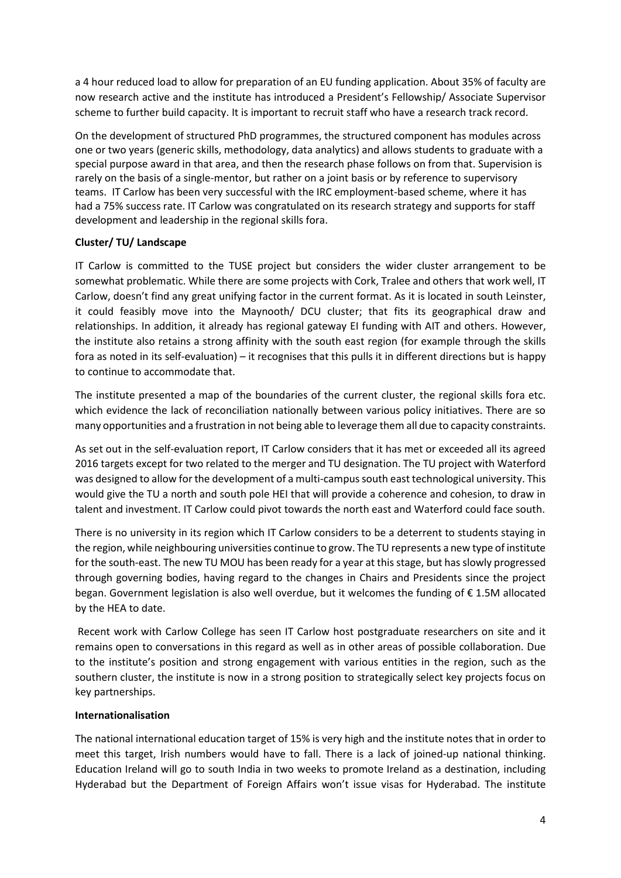a 4 hour reduced load to allow for preparation of an EU funding application. About 35% of faculty are now research active and the institute has introduced a President's Fellowship/ Associate Supervisor scheme to further build capacity. It is important to recruit staff who have a research track record.

On the development of structured PhD programmes, the structured component has modules across one or two years (generic skills, methodology, data analytics) and allows students to graduate with a special purpose award in that area, and then the research phase follows on from that. Supervision is rarely on the basis of a single-mentor, but rather on a joint basis or by reference to supervisory teams. IT Carlow has been very successful with the IRC employment-based scheme, where it has had a 75% success rate. IT Carlow was congratulated on its research strategy and supports for staff development and leadership in the regional skills fora.

**Cluster/ TU/ Landscape**

IT Carlow is committed to the TUSE project but considers the wider cluster arrangement to be somewhat problematic. While there are some projects with Cork, Tralee and others that work well, IT Carlow, doesn't find any great unifying factor in the current format. As it is located in south Leinster, it could feasibly move into the Maynooth/ DCU cluster; that fits its geographical draw and relationships. In addition, it already has regional gateway EI funding with AIT and others. However, the institute also retains a strong affinity with the south east region (for example through the skills fora as noted in its self-evaluation) – it recognises that this pulls it in different directions but is happy to continue to accommodate that.

The institute presented a map of the boundaries of the current cluster, the regional skills fora etc. which evidence the lack of reconciliation nationally between various policy initiatives. There are so many opportunities and a frustration in not being able to leverage them all due to capacity constraints.

As set out in the self-evaluation report, IT Carlow considers that it has met or exceeded all its agreed 2016 targets except for two related to the merger and TU designation. The TU project with Waterford was designed to allow for the development of a multi-campus south east technological university. This would give the TU a north and south pole HEI that will provide a coherence and cohesion, to draw in talent and investment. IT Carlow could pivot towards the north east and Waterford could face south.

There is no university in its region which IT Carlow considers to be a deterrent to students staying in the region, while neighbouring universities continue to grow. The TU represents a new type of institute for the south-east. The new TU MOU has been ready for a year at this stage, but has slowly progressed through governing bodies, having regard to the changes in Chairs and Presidents since the project began. Government legislation is also well overdue, but it welcomes the funding of € 1.5M allocated by the HEA to date.

Recent work with Carlow College has seen IT Carlow host postgraduate researchers on site and it remains open to conversations in this regard as well as in other areas of possible collaboration. Due to the institute's position and strong engagement with various entities in the region, such as the southern cluster, the institute is now in a strong position to strategically select key projects focus on key partnerships.

**Internationalisation**

The national international education target of 15% is very high and the institute notes that in order to meet this target, Irish numbers would have to fall. There is a lack of joined-up national thinking. Education Ireland will go to south India in two weeks to promote Ireland as a destination, including Hyderabad but the Department of Foreign Affairs won't issue visas for Hyderabad. The institute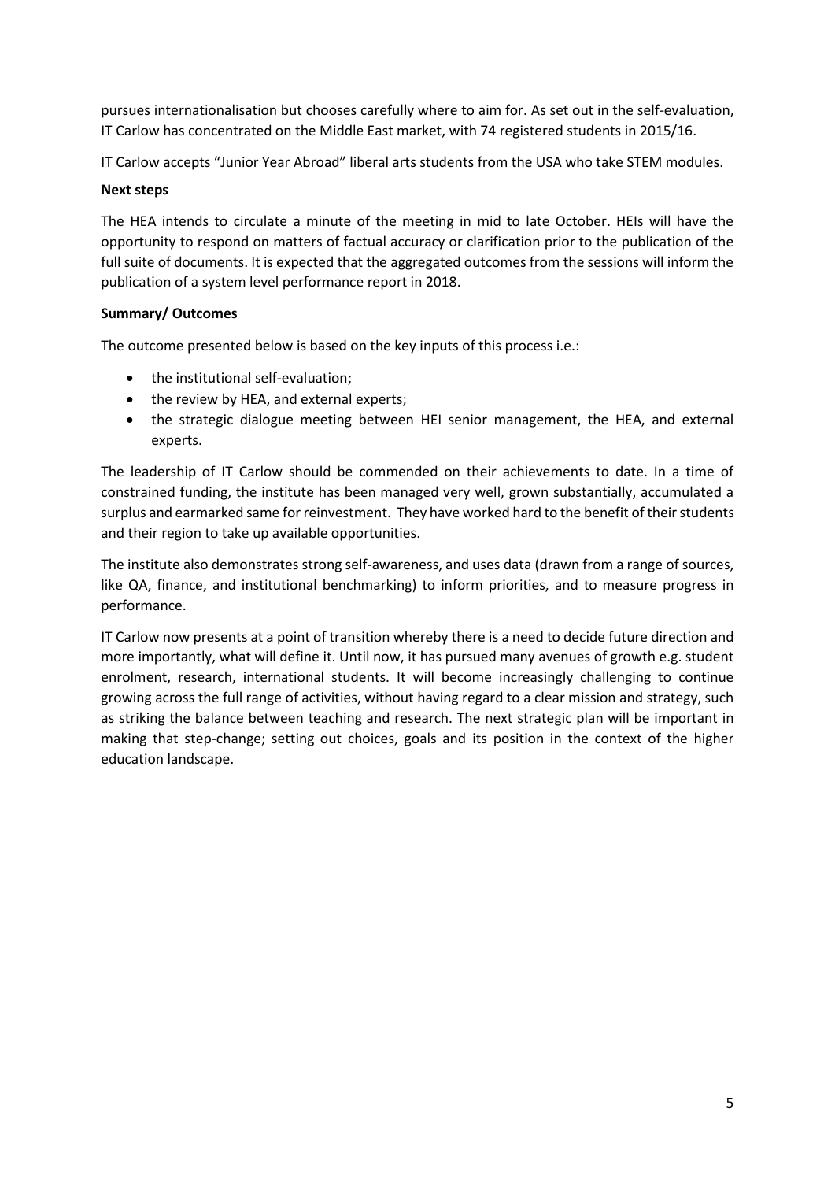pursues internationalisation but chooses carefully where to aim for. As set out in the self-evaluation, IT Carlow has concentrated on the Middle East market, with 74 registered students in 2015/16.

IT Carlow accepts "Junior Year Abroad" liberal arts students from the USA who take STEM modules.

**Next steps**

The HEA intends to circulate a minute of the meeting in mid to late October. HEIs will have the opportunity to respond on matters of factual accuracy or clarification prior to the publication of the full suite of documents. It is expected that the aggregated outcomes from the sessions will inform the publication of a system level performance report in 2018.

**Summary/ Outcomes**

The outcome presented below is based on the key inputs of this process i.e.:

- the institutional self-evaluation;
- the review by HEA, and external experts;
- the strategic dialogue meeting between HEI senior management, the HEA, and external experts.

The leadership of IT Carlow should be commended on their achievements to date. In a time of constrained funding, the institute has been managed very well, grown substantially, accumulated a surplus and earmarked same for reinvestment. They have worked hard to the benefit of their students and their region to take up available opportunities.

The institute also demonstrates strong self-awareness, and uses data (drawn from a range of sources, like QA, finance, and institutional benchmarking) to inform priorities, and to measure progress in performance.

IT Carlow now presents at a point of transition whereby there is a need to decide future direction and more importantly, what will define it. Until now, it has pursued many avenues of growth e.g. student enrolment, research, international students. It will become increasingly challenging to continue growing across the full range of activities, without having regard to a clear mission and strategy, such as striking the balance between teaching and research. The next strategic plan will be important in making that step-change; setting out choices, goals and its position in the context of the higher education landscape.